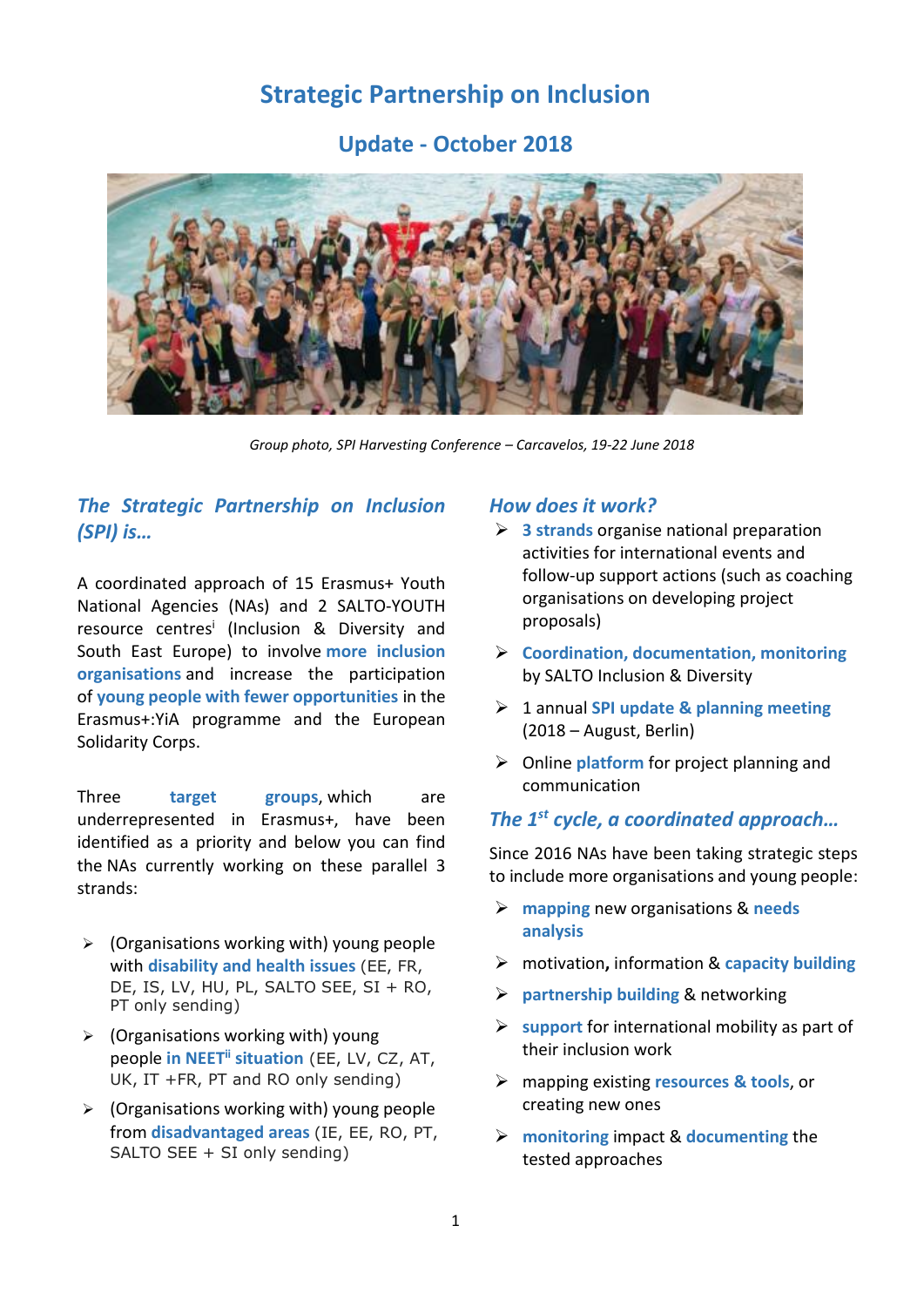# Strategic Partnership on Inclusion

## Update - October 2018

*Group photo, SPI Harvesting Conference – Carcavelos, 19-22 June 2018*

### *The Strategic Partnership on Inclusion (SPI) is…*

A coordinated approach of 15 Erasmus+ Youth National Agencies (NAs) and 2 SALTO-YOUTH resource centres[i] (Inclusion & Diversity and South East Europe) to involve **more inclusion organisations** and increase the participation of **young people with fewer opportunities** in the Erasmus+:YiA programme and the European Solidarity Corps.

Three **target groups**, which are underrepresented in Erasmus+, have been identified as a priority and below you can find the NAs currently working on these parallel 3 strands:

- (Organisations working with) young people with **disability and health issues** (EE, FR, DE, IS, LV, HU, PL, SALTO SEE, SI + RO, PT only sending)
- (Organisations working with) young people **in NEET[ii] situation** (EE, LV, CZ, AT, UK, IT +FR, PT and RO only sending)
- (Organisations working with) young people from **disadvantaged areas** (IE, EE, RO, PT, SALTO SEE + SI only sending)

### *How does it work?*

- **3 strands** organise national preparation activities for international events and follow-up support actions (such as coaching organisations on developing project proposals)
- **Coordination, documentation, monitoring** by SALTO Inclusion & Diversity
- 1 annual **SPI update & planning meeting** (2018 – August, Berlin)
- Online **platform** for project planning and communication

### *The 1st cycle, a coordinated approach…*

Since 2016 NAs have been taking strategic steps to include more organisations and young people:

- **mapping** new organisations & **needs analysis**
- motivation**,** information & **capacity building**
- **partnership building** & networking
- **support** for international mobility as part of their inclusion work
- mapping existing **resources & tools**, or creating new ones
- **monitoring** impact & **documenting** the tested approaches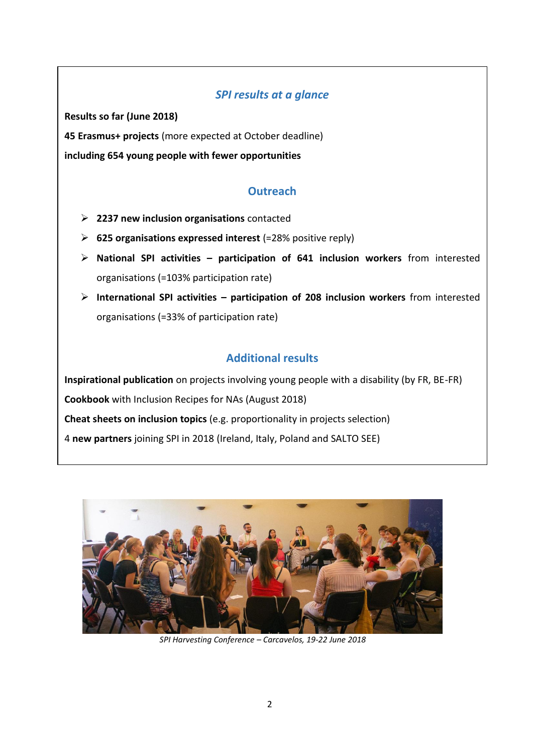## *SPI results at a glance*

**Results so far (June 2018)**

**45 Erasmus+ projects** (more expected at October deadline)

**including 654 young people with fewer opportunities**

## Outreach

- **2237 new inclusion organisations** contacted
- **625 organisations expressed interest** (=28% positive reply)
- **National SPI activities – participation of 641 inclusion workers** from interested organisations (=103% participation rate)
- **International SPI activities – participation of 208 inclusion workers** from interested organisations (=33% of participation rate)

## Additional results

**Inspirational publication** on projects involving young people with a disability (by FR, BE-FR)

**Cookbook** with Inclusion Recipes for NAs (August 2018)

**Cheat sheets on inclusion topics** (e.g. proportionality in projects selection)

4 **new partners** joining SPI in 2018 (Ireland, Italy, Poland and SALTO SEE)

*SPI Harvesting Conference – Carcavelos, 19-22 June 2018*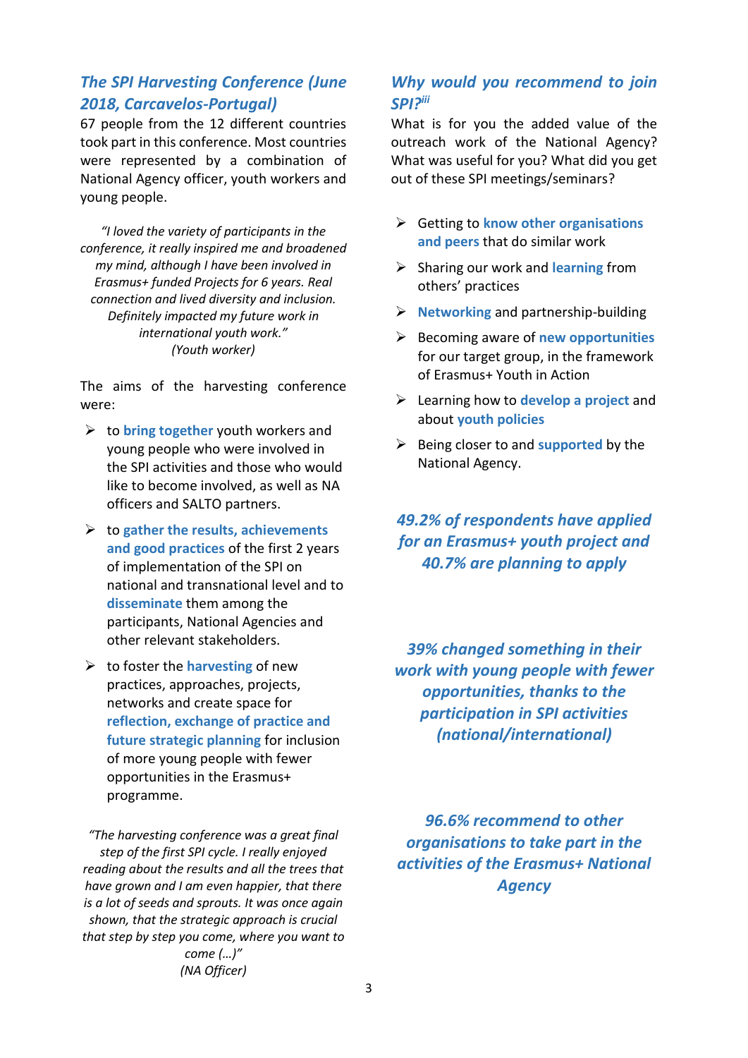## *The SPI Harvesting Conference (June 2018, Carcavelos-Portugal)*

67 people from the 12 different countries took part in this conference. Most countries were represented by a combination of National Agency officer, youth workers and young people.

> *"I loved the variety of participants in the conference, it really inspired me and broadened my mind, although I have been involved in Erasmus+ funded Projects for 6 years. Real connection and lived diversity and inclusion. Definitely impacted my future work in international youth work."*
> *(Youth worker)*

The aims of the harvesting conference were:

- to **bring together** youth workers and young people who were involved in the SPI activities and those who would like to become involved, as well as NA officers and SALTO partners.
- to **gather the results, achievements and good practices** of the first 2 years of implementation of the SPI on national and transnational level and to **disseminate** them among the participants, National Agencies and other relevant stakeholders.
- to foster the **harvesting** of new practices, approaches, projects, networks and create space for **reflection, exchange of practice and future strategic planning** for inclusion of more young people with fewer opportunities in the Erasmus+ programme.

> *"The harvesting conference was a great final step of the first SPI cycle. I really enjoyed reading about the results and all the trees that have grown and I am even happier, that there is a lot of seeds and sprouts. It was once again shown, that the strategic approach is crucial that step by step you come, where you want to come (…)"*
> *(NA Officer)*

## *Why would you recommend to join SPI?*[iii]

What is for you the added value of the outreach work of the National Agency? What was useful for you? What did you get out of these SPI meetings/seminars?

- Getting to **know other organisations and peers** that do similar work
- Sharing our work and **learning** from others' practices
- **Networking** and partnership-building
- Becoming aware of **new opportunities** for our target group, in the framework of Erasmus+ Youth in Action
- Learning how to **develop a project** and about **youth policies**
- Being closer to and **supported** by the National Agency.

***49.2% of respondents have applied for an Erasmus+ youth project and 40.7% are planning to apply***

***39% changed something in their work with young people with fewer opportunities, thanks to the participation in SPI activities (national/international)***

***96.6% recommend to other organisations to take part in the activities of the Erasmus+ National Agency***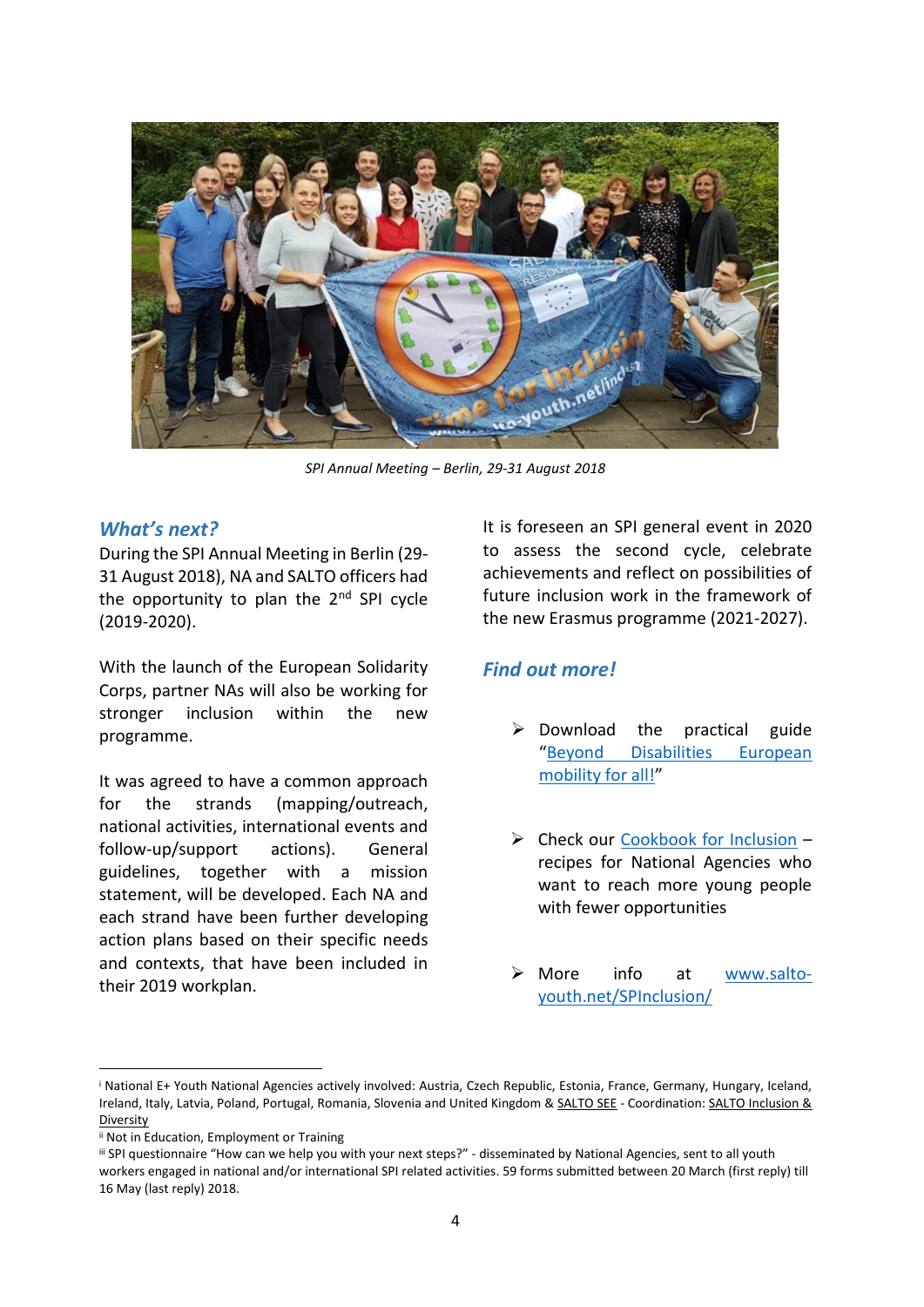*SPI Annual Meeting – Berlin, 29-31 August 2018*

## *What's next?*

During the SPI Annual Meeting in Berlin (29-31 August 2018), NA and SALTO officers had the opportunity to plan the 2nd SPI cycle (2019-2020).

With the launch of the European Solidarity Corps, partner NAs will also be working for stronger inclusion within the new programme.

It was agreed to have a common approach for the strands (mapping/outreach, national activities, international events and follow-up/support actions). General guidelines, together with a mission statement, will be developed. Each NA and each strand have been further developing action plans based on their specific needs and contexts, that have been included in their 2019 workplan.

It is foreseen an SPI general event in 2020 to assess the second cycle, celebrate achievements and reflect on possibilities of future inclusion work in the framework of the new Erasmus programme (2021-2027).

## *Find out more!*

- Download the practical guide "Beyond Disabilities European mobility for all!"
- Check our Cookbook for Inclusion – recipes for National Agencies who want to reach more young people with fewer opportunities
- More info at www.salto-youth.net/SPInclusion/

---

[i] National E+ Youth National Agencies actively involved: Austria, Czech Republic, Estonia, France, Germany, Hungary, Iceland, Ireland, Italy, Latvia, Poland, Portugal, Romania, Slovenia and United Kingdom & SALTO SEE - Coordination: SALTO Inclusion & Diversity

[ii] Not in Education, Employment or Training

[iii] SPI questionnaire "How can we help you with your next steps?" - disseminated by National Agencies, sent to all youth workers engaged in national and/or international SPI related activities. 59 forms submitted between 20 March (first reply) till 16 May (last reply) 2018.